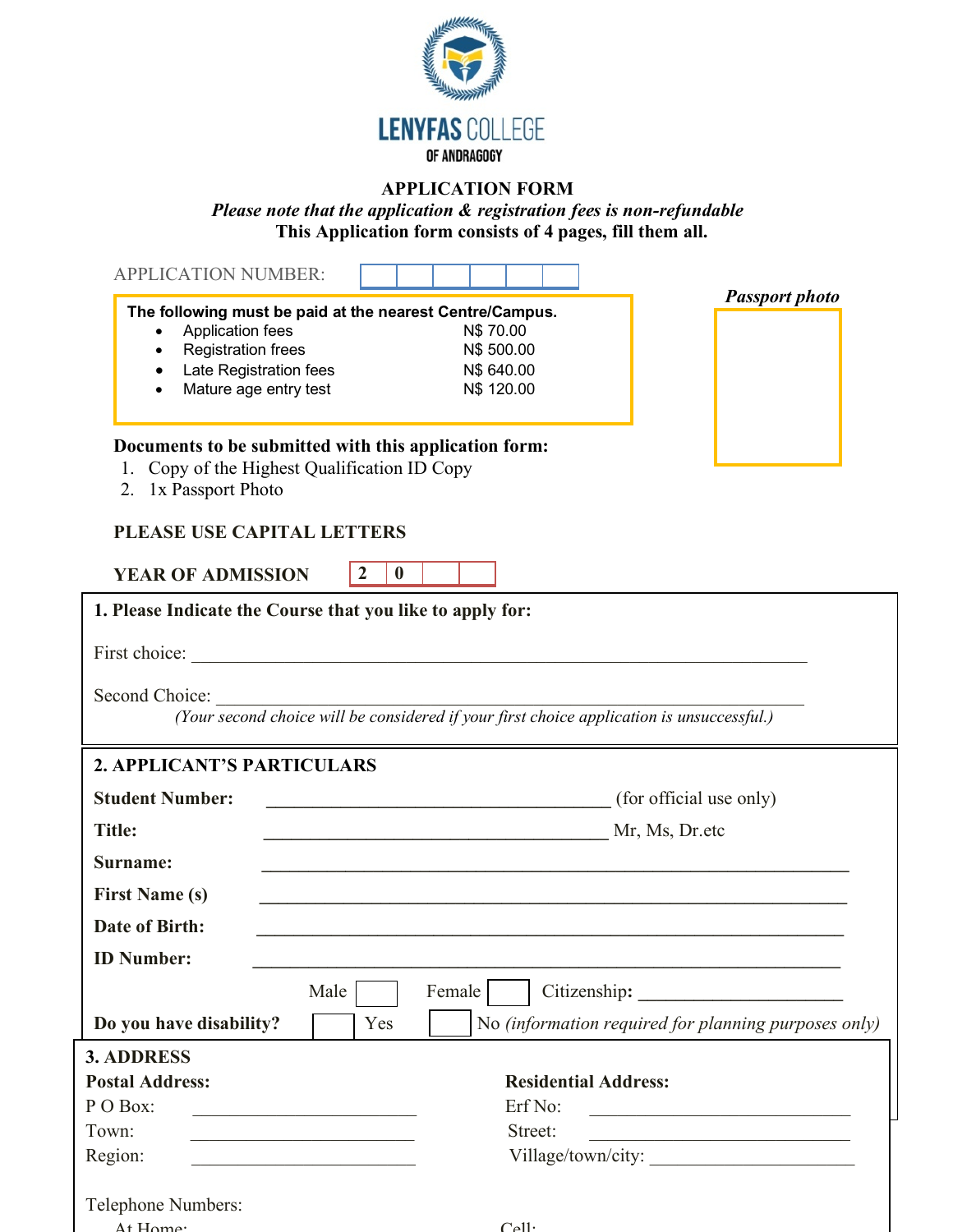# LENYFAS COLLEGE
OF ANDRAGOGY

## APPLICATION FORM

***Please note that the application & registration fees is non-refundable***

**This Application form consists of 4 pages, fill them all.**

APPLICATION NUMBER: | | | | | | |

***Passport photo***

**The following must be paid at the nearest Centre/Campus.**

- Application fees N$ 70.00
- Registration frees N$ 500.00
- Late Registration fees N$ 640.00
- Mature age entry test N$ 120.00

**Documents to be submitted with this application form:**

1. Copy of the Highest Qualification ID Copy
2. 1x Passport Photo

**PLEASE USE CAPITAL LETTERS**

**YEAR OF ADMISSION** | 2 | 0 | | |

### 1. Please Indicate the Course that you like to apply for:

First choice: ______________________________________________________________

Second Choice: ______________________________________________________________

*(Your second choice will be considered if your first choice application is unsuccessful.)*

### 2. APPLICANT'S PARTICULARS

**Student Number:** ________________________________ (for official use only)

**Title:** ________________________________ Mr, Ms, Dr.etc

**Surname:** ______________________________________________________________

**First Name (s)** ______________________________________________________________

**Date of Birth:** ______________________________________________________________

**ID Number:** ______________________________________________________________

Male [ ] Female [ ] Citizenship**:** ____________________

**Do you have disability?** [ ] Yes [ ] No *(information required for planning purposes only)*

### 3. ADDRESS

**Postal Address:**

P O Box: ____________________

Town: ____________________

Region: ____________________

**Residential Address:**

Erf No: ____________________

Street: ____________________

Village/town/city: ____________________

Telephone Numbers:

At Home:

Cell: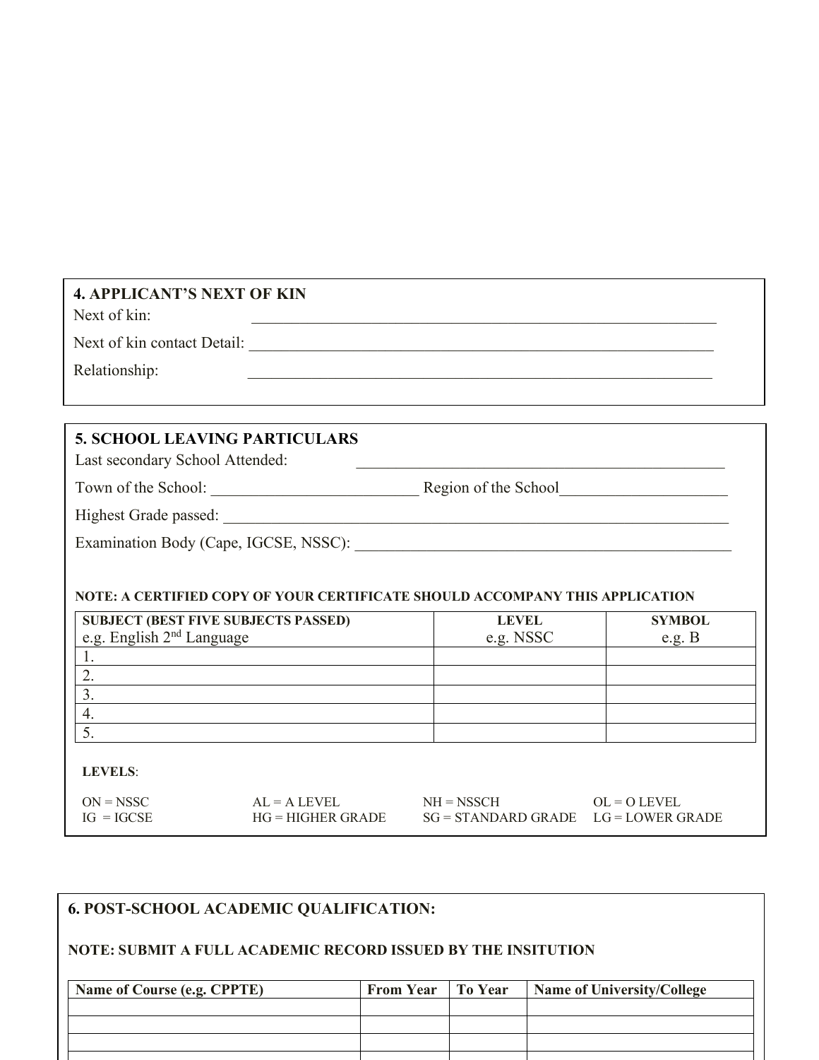## 4. APPLICANT'S NEXT OF KIN

Next of kin: ____________________________________________________________

Next of kin contact Detail: ____________________________________________________________

Relationship: ____________________________________________________________

## 5. SCHOOL LEAVING PARTICULARS

Last secondary School Attended: ________________________________________________

Town of the School: __________________________ Region of the School_____________________

Highest Grade passed: ________________________________________________________________

Examination Body (Cape, IGCSE, NSSC): ________________________________________________

**NOTE: A CERTIFIED COPY OF YOUR CERTIFICATE SHOULD ACCOMPANY THIS APPLICATION**

| **SUBJECT (BEST FIVE SUBJECTS PASSED)** e.g. English 2nd Language | **LEVEL** e.g. NSSC | **SYMBOL** e.g. B |
|---|---|---|
| 1. | | |
| 2. | | |
| 3. | | |
| 4. | | |
| 5. | | |

**LEVELS**:

| | | | |
|---|---|---|---|
| ON = NSSC | AL = A LEVEL | NH = NSSCH | OL = O LEVEL |
| IG = IGCSE | HG = HIGHER GRADE | SG = STANDARD GRADE | LG = LOWER GRADE |

## 6. POST-SCHOOL ACADEMIC QUALIFICATION:

**NOTE: SUBMIT A FULL ACADEMIC RECORD ISSUED BY THE INSITUTION**

| Name of Course (e.g. CPPTE) | From Year | To Year | Name of University/College |
|---|---|---|---|
| | | | |
| | | | |
| | | | |
| | | | |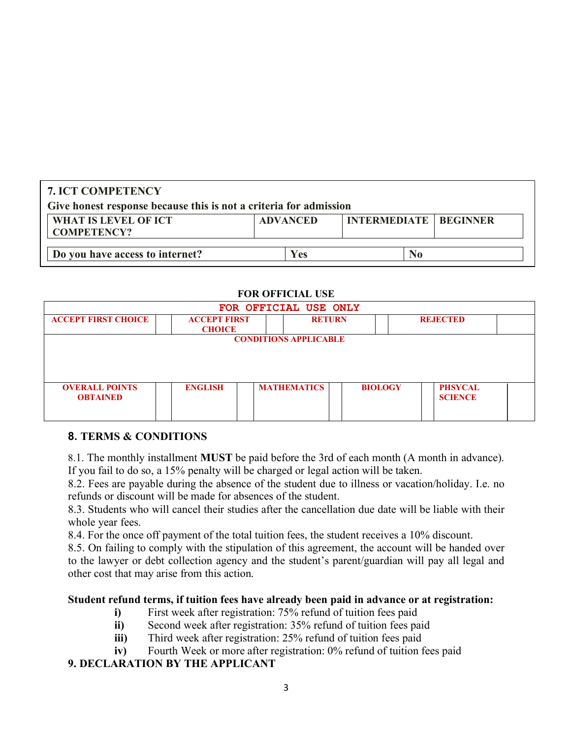## 7. ICT COMPETENCY

**Give honest response because this is not a criteria for admission**

| WHAT IS LEVEL OF ICT COMPETENCY? | ADVANCED | INTERMEDIATE | BEGINNER |
|---|---|---|---|

| Do you have access to internet? | Yes | No |
|---|---|---|

**FOR OFFICIAL USE**

| FOR OFFICIAL USE ONLY | | | | | | | | | |
|---|---|---|---|---|---|---|---|---|---|
| ACCEPT FIRST CHOICE | | ACCEPT FIRST CHOICE | | RETURN | | REJECTED | | | |
| CONDITIONS APPLICABLE | | | | | | | | | |
| OVERALL POINTS OBTAINED | | ENGLISH | | MATHEMATICS | | BIOLOGY | | PHSYCAL SCIENCE | |

## 8. TERMS & CONDITIONS

8.1. The monthly installment **MUST** be paid before the 3rd of each month (A month in advance). If you fail to do so, a 15% penalty will be charged or legal action will be taken.
8.2. Fees are payable during the absence of the student due to illness or vacation/holiday. I.e. no refunds or discount will be made for absences of the student.
8.3. Students who will cancel their studies after the cancellation due date will be liable with their whole year fees.
8.4. For the once off payment of the total tuition fees, the student receives a 10% discount.
8.5. On failing to comply with the stipulation of this agreement, the account will be handed over to the lawyer or debt collection agency and the student's parent/guardian will pay all legal and other cost that may arise from this action.

**Student refund terms, if tuition fees have already been paid in advance or at registration:**

- **i)** First week after registration: 75% refund of tuition fees paid
- **ii)** Second week after registration: 35% refund of tuition fees paid
- **iii)** Third week after registration: 25% refund of tuition fees paid
- **iv)** Fourth Week or more after registration: 0% refund of tuition fees paid

## 9. DECLARATION BY THE APPLICANT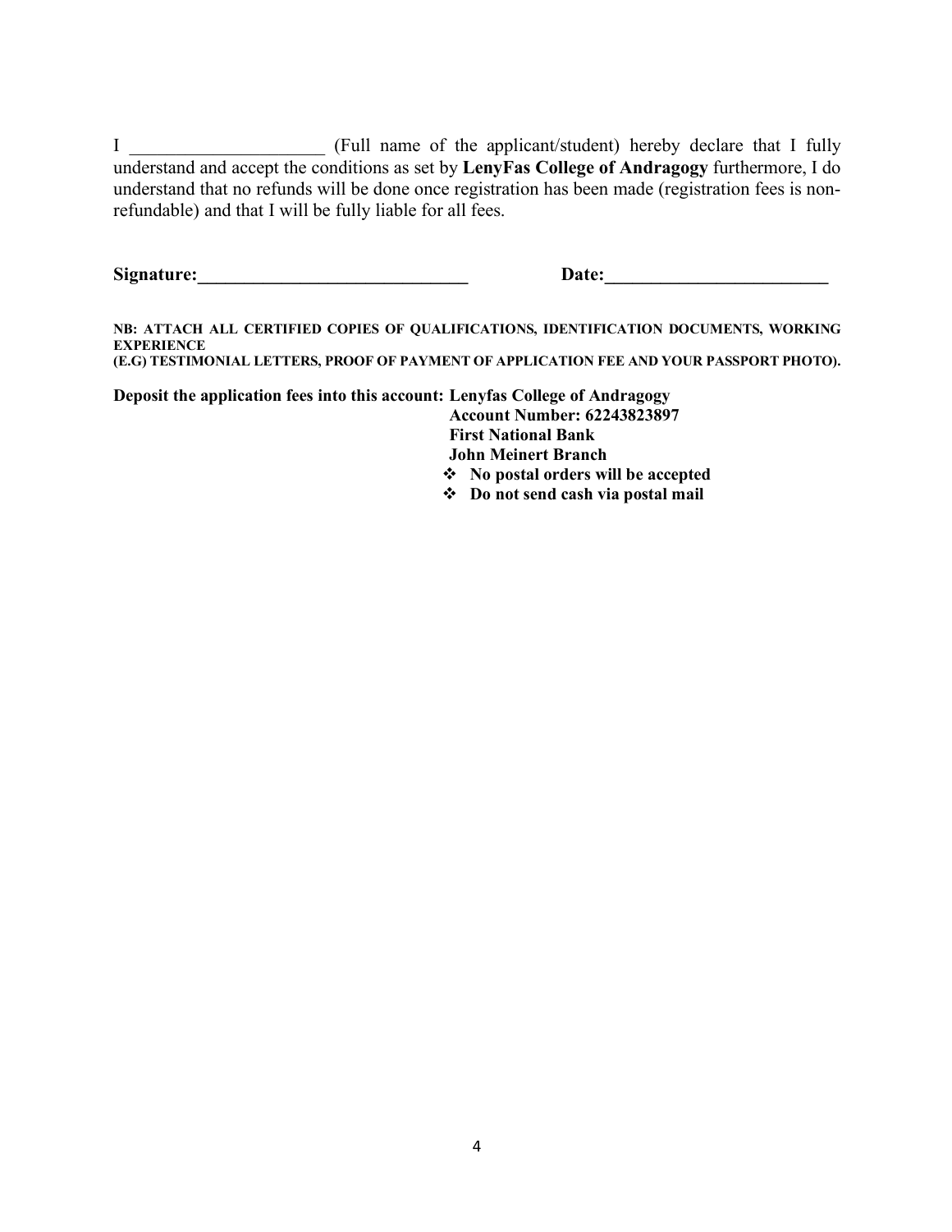I _____________________ (Full name of the applicant/student) hereby declare that I fully understand and accept the conditions as set by **LenyFas College of Andragogy** furthermore, I do understand that no refunds will be done once registration has been made (registration fees is non-refundable) and that I will be fully liable for all fees.

**Signature:_____________________________** **Date:________________________**

**NB: ATTACH ALL CERTIFIED COPIES OF QUALIFICATIONS, IDENTIFICATION DOCUMENTS, WORKING EXPERIENCE (E.G) TESTIMONIAL LETTERS, PROOF OF PAYMENT OF APPLICATION FEE AND YOUR PASSPORT PHOTO).**

**Deposit the application fees into this account: Lenyfas College of Andragogy**
**Account Number: 62243823897**
**First National Bank**
**John Meinert Branch**

- **No postal orders will be accepted**
- **Do not send cash via postal mail**